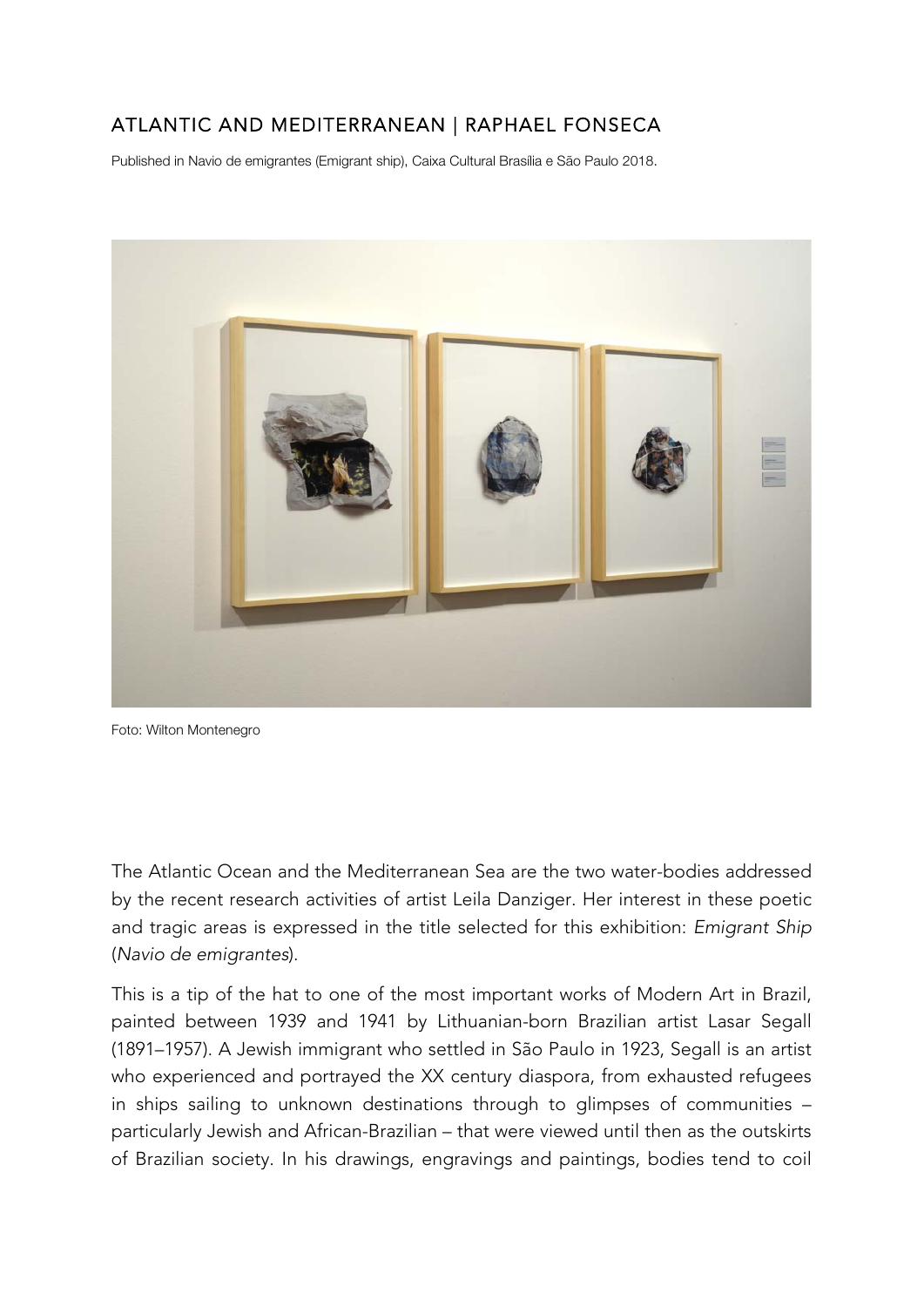## ATLANTIC AND MEDITERRANEAN | RAPHAEL FONSECA

Published in Navio de emigrantes (Emigrant ship), Caixa Cultural Brasília e São Paulo 2018.

Foto: Wilton Montenegro

The Atlantic Ocean and the Mediterranean Sea are the two water-bodies addressed by the recent research activities of artist Leila Danziger. Her interest in these poetic and tragic areas is expressed in the title selected for this exhibition: *Emigrant Ship* (*Navio de emigrantes*).

This is a tip of the hat to one of the most important works of Modern Art in Brazil, painted between 1939 and 1941 by Lithuanian-born Brazilian artist Lasar Segall (1891–1957). A Jewish immigrant who settled in São Paulo in 1923, Segall is an artist who experienced and portrayed the XX century diaspora, from exhausted refugees in ships sailing to unknown destinations through to glimpses of communities – particularly Jewish and African-Brazilian – that were viewed until then as the outskirts of Brazilian society. In his drawings, engravings and paintings, bodies tend to coil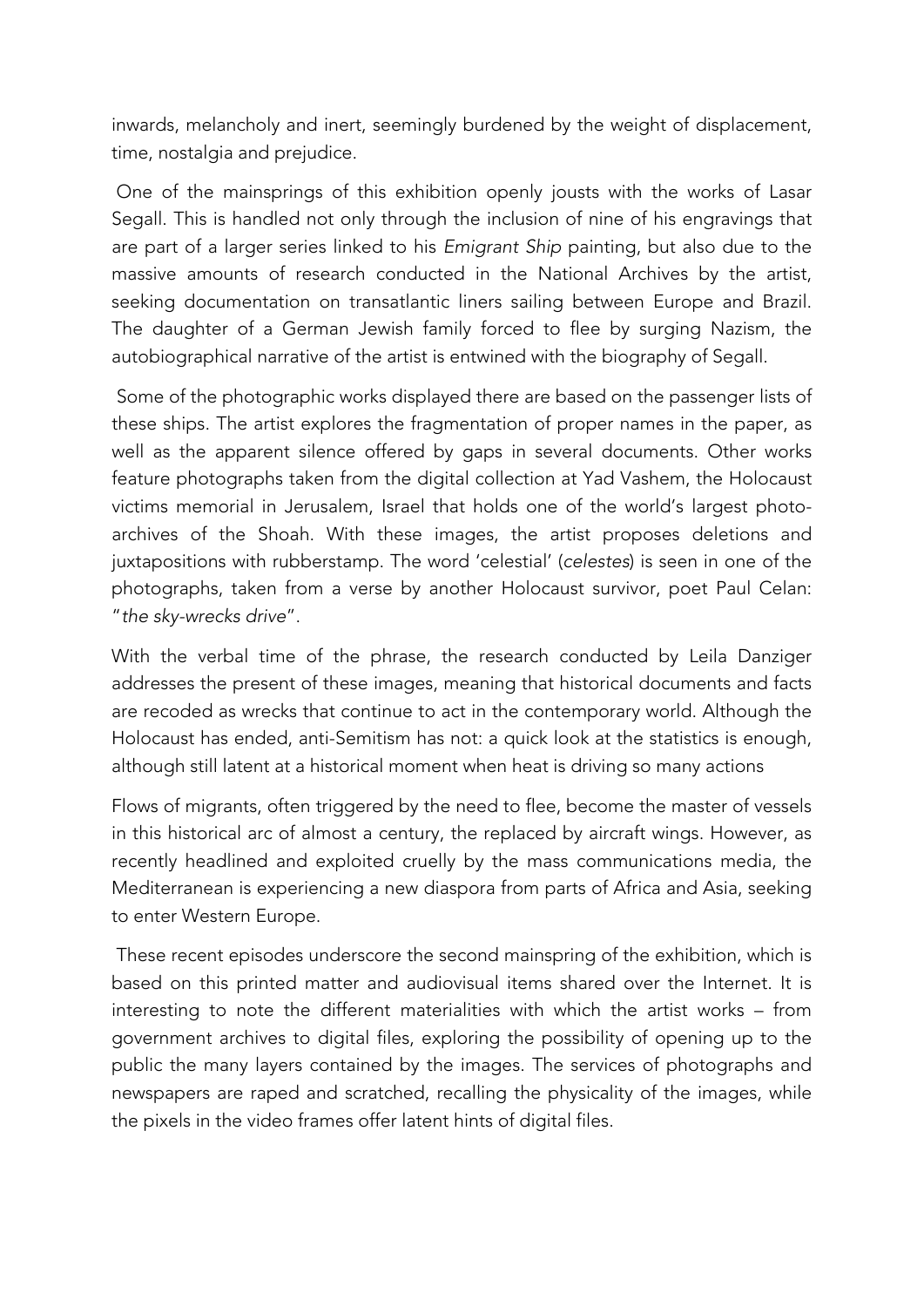inwards, melancholy and inert, seemingly burdened by the weight of displacement, time, nostalgia and prejudice.

One of the mainsprings of this exhibition openly jousts with the works of Lasar Segall. This is handled not only through the inclusion of nine of his engravings that are part of a larger series linked to his *Emigrant Ship* painting, but also due to the massive amounts of research conducted in the National Archives by the artist, seeking documentation on transatlantic liners sailing between Europe and Brazil. The daughter of a German Jewish family forced to flee by surging Nazism, the autobiographical narrative of the artist is entwined with the biography of Segall.

Some of the photographic works displayed there are based on the passenger lists of these ships. The artist explores the fragmentation of proper names in the paper, as well as the apparent silence offered by gaps in several documents. Other works feature photographs taken from the digital collection at Yad Vashem, the Holocaust victims memorial in Jerusalem, Israel that holds one of the world's largest photo-archives of the Shoah. With these images, the artist proposes deletions and juxtapositions with rubberstamp. The word 'celestial' (*celestes*) is seen in one of the photographs, taken from a verse by another Holocaust survivor, poet Paul Celan: "*the sky-wrecks drive*".

With the verbal time of the phrase, the research conducted by Leila Danziger addresses the present of these images, meaning that historical documents and facts are recoded as wrecks that continue to act in the contemporary world. Although the Holocaust has ended, anti-Semitism has not: a quick look at the statistics is enough, although still latent at a historical moment when heat is driving so many actions

Flows of migrants, often triggered by the need to flee, become the master of vessels in this historical arc of almost a century, the replaced by aircraft wings. However, as recently headlined and exploited cruelly by the mass communications media, the Mediterranean is experiencing a new diaspora from parts of Africa and Asia, seeking to enter Western Europe.

These recent episodes underscore the second mainspring of the exhibition, which is based on this printed matter and audiovisual items shared over the Internet. It is interesting to note the different materialities with which the artist works – from government archives to digital files, exploring the possibility of opening up to the public the many layers contained by the images. The services of photographs and newspapers are raped and scratched, recalling the physicality of the images, while the pixels in the video frames offer latent hints of digital files.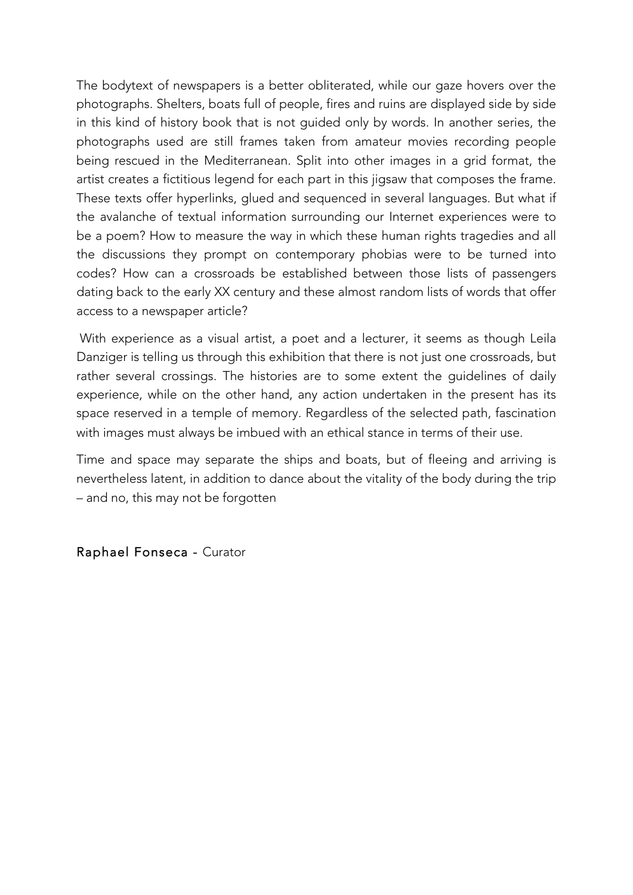The bodytext of newspapers is a better obliterated, while our gaze hovers over the photographs. Shelters, boats full of people, fires and ruins are displayed side by side in this kind of history book that is not guided only by words. In another series, the photographs used are still frames taken from amateur movies recording people being rescued in the Mediterranean. Split into other images in a grid format, the artist creates a fictitious legend for each part in this jigsaw that composes the frame. These texts offer hyperlinks, glued and sequenced in several languages. But what if the avalanche of textual information surrounding our Internet experiences were to be a poem? How to measure the way in which these human rights tragedies and all the discussions they prompt on contemporary phobias were to be turned into codes? How can a crossroads be established between those lists of passengers dating back to the early XX century and these almost random lists of words that offer access to a newspaper article?

With experience as a visual artist, a poet and a lecturer, it seems as though Leila Danziger is telling us through this exhibition that there is not just one crossroads, but rather several crossings. The histories are to some extent the guidelines of daily experience, while on the other hand, any action undertaken in the present has its space reserved in a temple of memory. Regardless of the selected path, fascination with images must always be imbued with an ethical stance in terms of their use.

Time and space may separate the ships and boats, but of fleeing and arriving is nevertheless latent, in addition to dance about the vitality of the body during the trip – and no, this may not be forgotten

Raphael Fonseca - Curator